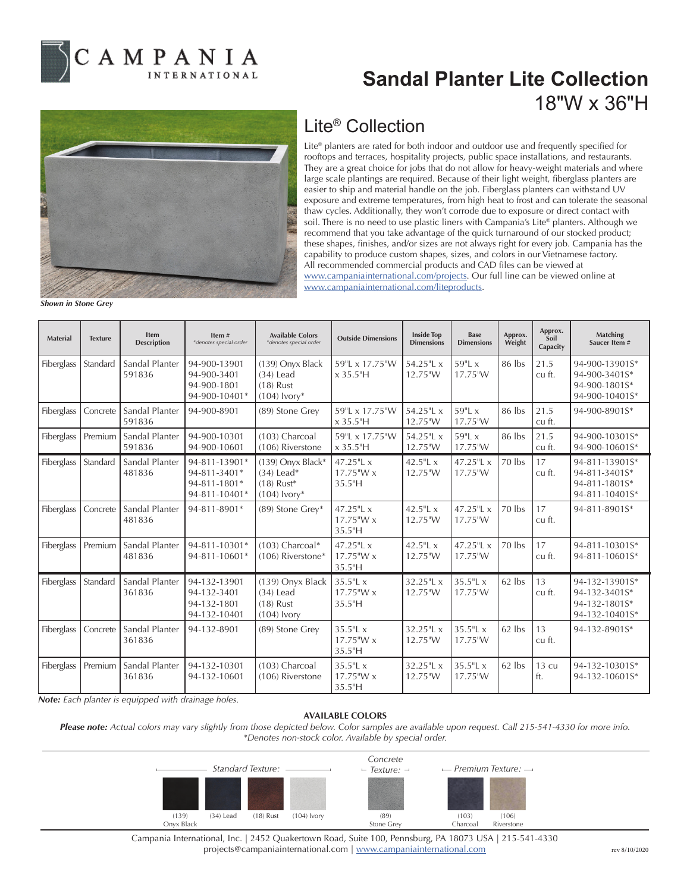# Sandal Planter Lite Collection

18"W x 36"H

## Lite® Collection

Lite® planters are rated for both indoor and outdoor use and frequently specified for rooftops and terraces, hospitality projects, public space installations, and restaurants. They are a great choice for jobs that do not allow for heavy-weight materials and where large scale plantings are required. Because of their light weight, fiberglass planters are easier to ship and material handle on the job. Fiberglass planters can withstand UV exposure and extreme temperatures, from high heat to frost and can tolerate the seasonal thaw cycles. Additionally, they won't corrode due to exposure or direct contact with soil. There is no need to use plastic liners with Campania's Lite® planters. Although we recommend that you take advantage of the quick turnaround of our stocked product; these shapes, finishes, and/or sizes are not always right for every job. Campania has the capability to produce custom shapes, sizes, and colors in our Vietnamese factory. All recommended commercial products and CAD files can be viewed at www.campaniainternational.com/projects. Our full line can be viewed online at www.campaniainternational.com/liteproducts.

***Shown in Stone Grey***

| Material | Texture | Item Description | Item # *\*denotes special order* | Available Colors *\*denotes special order* | Outside Dimensions | Inside Top Dimensions | Base Dimensions | Approx. Weight | Approx. Soil Capacity | Matching Saucer Item # |
|---|---|---|---|---|---|---|---|---|---|---|
| Fiberglass | Standard | Sandal Planter 591836 | 94-900-13901<br>94-900-3401<br>94-900-1801<br>94-900-10401* | (139) Onyx Black<br>(34) Lead<br>(18) Rust<br>(104) Ivory* | 59"L x 17.75"W x 35.5"H | 54.25"L x 12.75"W | 59"L x 17.75"W | 86 lbs | 21.5 cu ft. | 94-900-13901S*<br>94-900-3401S*<br>94-900-1801S*<br>94-900-10401S* |
| Fiberglass | Concrete | Sandal Planter 591836 | 94-900-8901 | (89) Stone Grey | 59"L x 17.75"W x 35.5"H | 54.25"L x 12.75"W | 59"L x 17.75"W | 86 lbs | 21.5 cu ft. | 94-900-8901S* |
| Fiberglass | Premium | Sandal Planter 591836 | 94-900-10301<br>94-900-10601 | (103) Charcoal<br>(106) Riverstone | 59"L x 17.75"W x 35.5"H | 54.25"L x 12.75"W | 59"L x 17.75"W | 86 lbs | 21.5 cu ft. | 94-900-10301S*<br>94-900-10601S* |
| Fiberglass | Standard | Sandal Planter 481836 | 94-811-13901*<br>94-811-3401*<br>94-811-1801*<br>94-811-10401* | (139) Onyx Black*<br>(34) Lead*<br>(18) Rust*<br>(104) Ivory* | 47.25"L x 17.75"W x 35.5"H | 42.5"L x 12.75"W | 47.25"L x 17.75"W | 70 lbs | 17 cu ft. | 94-811-13901S*<br>94-811-3401S*<br>94-811-1801S*<br>94-811-10401S* |
| Fiberglass | Concrete | Sandal Planter 481836 | 94-811-8901* | (89) Stone Grey* | 47.25"L x 17.75"W x 35.5"H | 42.5"L x 12.75"W | 47.25"L x 17.75"W | 70 lbs | 17 cu ft. | 94-811-8901S* |
| Fiberglass | Premium | Sandal Planter 481836 | 94-811-10301*<br>94-811-10601* | (103) Charcoal*<br>(106) Riverstone* | 47.25"L x 17.75"W x 35.5"H | 42.5"L x 12.75"W | 47.25"L x 17.75"W | 70 lbs | 17 cu ft. | 94-811-10301S*<br>94-811-10601S* |
| Fiberglass | Standard | Sandal Planter 361836 | 94-132-13901<br>94-132-3401<br>94-132-1801<br>94-132-10401 | (139) Onyx Black<br>(34) Lead<br>(18) Rust<br>(104) Ivory | 35.5"L x 17.75"W x 35.5"H | 32.25"L x 12.75"W | 35.5"L x 17.75"W | 62 lbs | 13 cu ft. | 94-132-13901S*<br>94-132-3401S*<br>94-132-1801S*<br>94-132-10401S* |
| Fiberglass | Concrete | Sandal Planter 361836 | 94-132-8901 | (89) Stone Grey | 35.5"L x 17.75"W x 35.5"H | 32.25"L x 12.75"W | 35.5"L x 17.75"W | 62 lbs | 13 cu ft. | 94-132-8901S* |
| Fiberglass | Premium | Sandal Planter 361836 | 94-132-10301<br>94-132-10601 | (103) Charcoal<br>(106) Riverstone | 35.5"L x 17.75"W x 35.5"H | 32.25"L x 12.75"W | 35.5"L x 17.75"W | 62 lbs | 13 cu ft. | 94-132-10301S*<br>94-132-10601S* |

***Note:*** *Each planter is equipped with drainage holes.*

**AVAILABLE COLORS**

***Please note:*** *Actual colors may vary slightly from those depicted below. Color samples are available upon request. Call 215-541-4330 for more info.*
*\*Denotes non-stock color. Available by special order.*

*Standard Texture:* (139) Onyx Black, (34) Lead, (18) Rust, (104) Ivory

*Concrete Texture:* (89) Stone Grey

*Premium Texture:* (103) Charcoal, (106) Riverstone

Campania International, Inc. | 2452 Quakertown Road, Suite 100, Pennsburg, PA 18073 USA | 215-541-4330
projects@campaniainternational.com | www.campaniainternational.com

rev 8/10/2020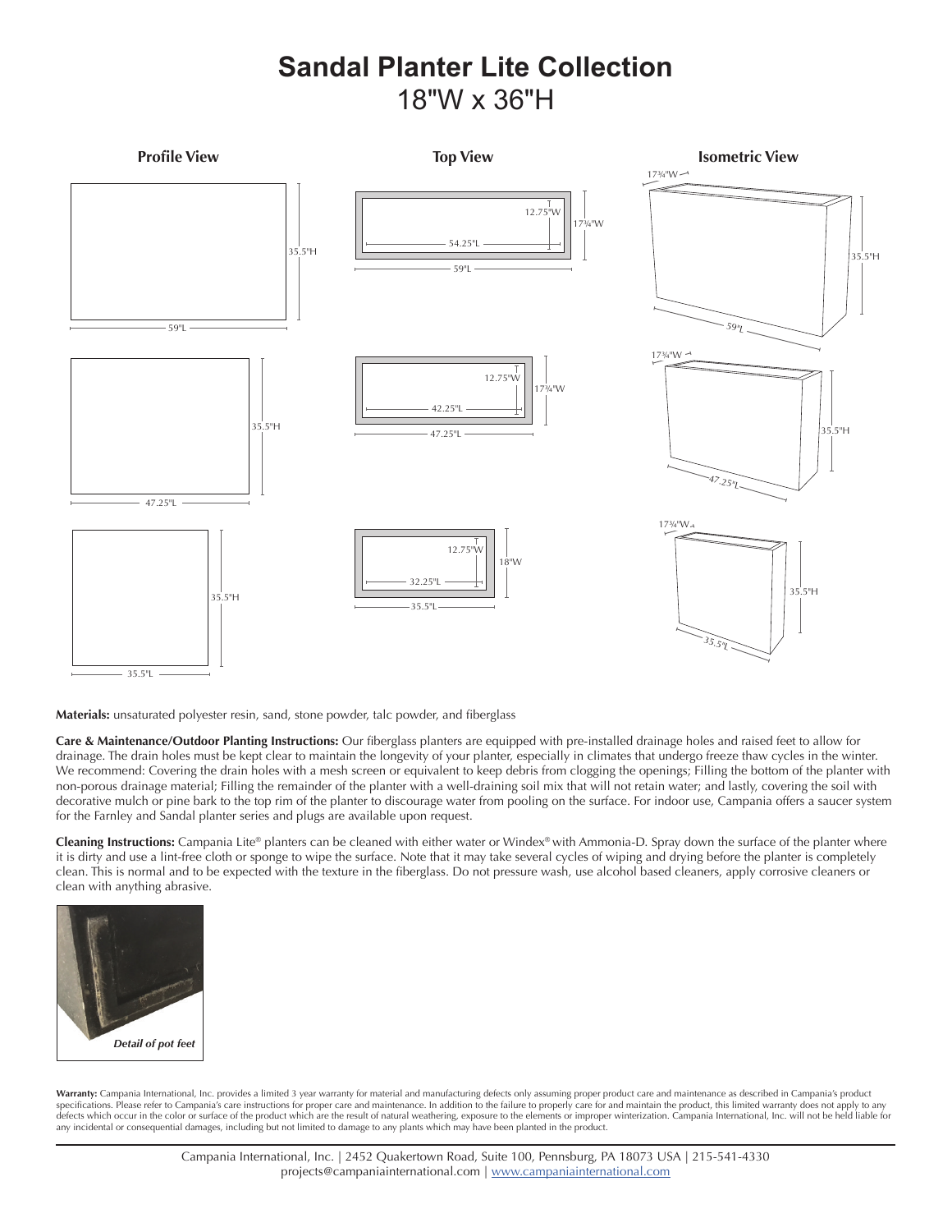# Sandal Planter Lite Collection
## 18"W x 36"H

**Profile View**

35.5"H
59"L

35.5"H
47.25"L

35.5"H
35.5"L

**Top View**

12.75"W
17¾"W
54.25"L
59"L

12.75"W
17¾"W
42.25"L
47.25"L

12.75"W
18"W
32.25"L
35.5"L

**Isometric View**

17¾"W
35.5"H
59"L

17¾"W
35.5"H
47.25"L

17¾"W
35.5"H
35.5"L

**Materials:** unsaturated polyester resin, sand, stone powder, talc powder, and fiberglass

**Care & Maintenance/Outdoor Planting Instructions:** Our fiberglass planters are equipped with pre-installed drainage holes and raised feet to allow for drainage. The drain holes must be kept clear to maintain the longevity of your planter, especially in climates that undergo freeze thaw cycles in the winter. We recommend: Covering the drain holes with a mesh screen or equivalent to keep debris from clogging the openings; Filling the bottom of the planter with non-porous drainage material; Filling the remainder of the planter with a well-draining soil mix that will not retain water; and lastly, covering the soil with decorative mulch or pine bark to the top rim of the planter to discourage water from pooling on the surface. For indoor use, Campania offers a saucer system for the Farnley and Sandal planter series and plugs are available upon request.

**Cleaning Instructions:** Campania Lite® planters can be cleaned with either water or Windex® with Ammonia-D. Spray down the surface of the planter where it is dirty and use a lint-free cloth or sponge to wipe the surface. Note that it may take several cycles of wiping and drying before the planter is completely clean. This is normal and to be expected with the texture in the fiberglass. Do not pressure wash, use alcohol based cleaners, apply corrosive cleaners or clean with anything abrasive.

*Detail of pot feet*

**Warranty:** Campania International, Inc. provides a limited 3 year warranty for material and manufacturing defects only assuming proper product care and maintenance as described in Campania's product specifications. Please refer to Campania's care instructions for proper care and maintenance. In addition to the failure to properly care for and maintain the product, this limited warranty does not apply to any defects which occur in the color or surface of the product which are the result of natural weathering, exposure to the elements or improper winterization. Campania International, Inc. will not be held liable for any incidental or consequential damages, including but not limited to damage to any plants which may have been planted in the product.

Campania International, Inc. | 2452 Quakertown Road, Suite 100, Pennsburg, PA 18073 USA | 215-541-4330
projects@campaniainternational.com | www.campaniainternational.com